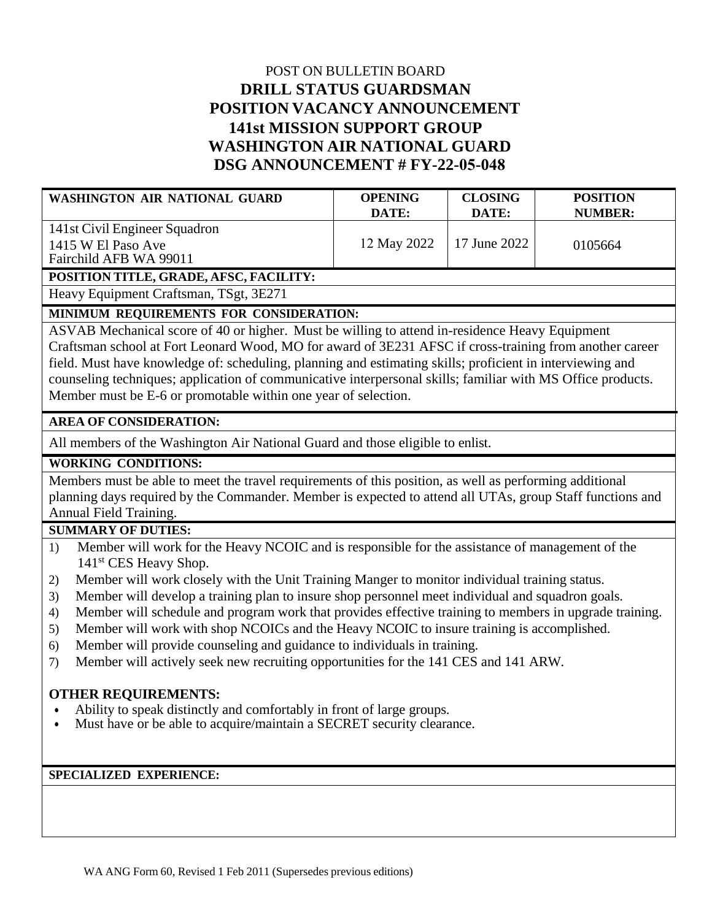POST ON BULLETIN BOARD

# DRILL STATUS GUARDSMAN
# POSITION VACANCY ANNOUNCEMENT
# 141st MISSION SUPPORT GROUP
# WASHINGTON AIR NATIONAL GUARD
# DSG ANNOUNCEMENT # FY-22-05-048

| WASHINGTON AIR NATIONAL GUARD | OPENING DATE: | CLOSING DATE: | POSITION NUMBER: |
|---|---|---|---|
| 141st Civil Engineer Squadron<br>1415 W El Paso Ave<br>Fairchild AFB WA 99011 | 12 May 2022 | 17 June 2022 | 0105664 |

**POSITION TITLE, GRADE, AFSC, FACILITY:**

Heavy Equipment Craftsman, TSgt, 3E271

**MINIMUM REQUIREMENTS FOR CONSIDERATION:**

ASVAB Mechanical score of 40 or higher. Must be willing to attend in-residence Heavy Equipment Craftsman school at Fort Leonard Wood, MO for award of 3E231 AFSC if cross-training from another career field. Must have knowledge of: scheduling, planning and estimating skills; proficient in interviewing and counseling techniques; application of communicative interpersonal skills; familiar with MS Office products. Member must be E-6 or promotable within one year of selection.

**AREA OF CONSIDERATION:**

All members of the Washington Air National Guard and those eligible to enlist.

**WORKING CONDITIONS:**

Members must be able to meet the travel requirements of this position, as well as performing additional planning days required by the Commander. Member is expected to attend all UTAs, group Staff functions and Annual Field Training.

**SUMMARY OF DUTIES:**

1) Member will work for the Heavy NCOIC and is responsible for the assistance of management of the 141st CES Heavy Shop.
2) Member will work closely with the Unit Training Manger to monitor individual training status.
3) Member will develop a training plan to insure shop personnel meet individual and squadron goals.
4) Member will schedule and program work that provides effective training to members in upgrade training.
5) Member will work with shop NCOICs and the Heavy NCOIC to insure training is accomplished.
6) Member will provide counseling and guidance to individuals in training.
7) Member will actively seek new recruiting opportunities for the 141 CES and 141 ARW.

**OTHER REQUIREMENTS:**

- Ability to speak distinctly and comfortably in front of large groups.
- Must have or be able to acquire/maintain a SECRET security clearance.

**SPECIALIZED EXPERIENCE:**

WA ANG Form 60, Revised 1 Feb 2011 (Supersedes previous editions)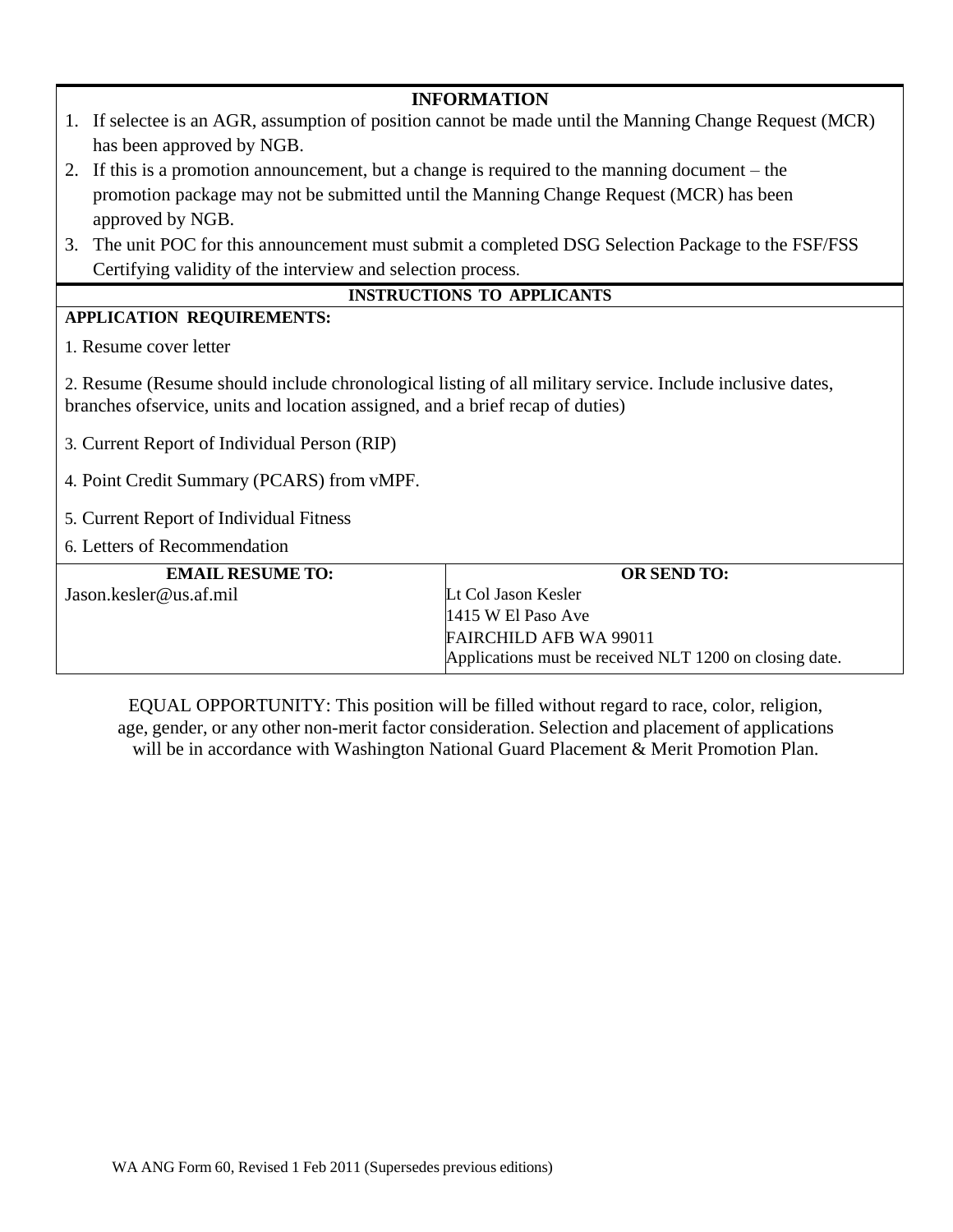## INFORMATION

1. If selectee is an AGR, assumption of position cannot be made until the Manning Change Request (MCR) has been approved by NGB.
2. If this is a promotion announcement, but a change is required to the manning document – the promotion package may not be submitted until the Manning Change Request (MCR) has been approved by NGB.
3. The unit POC for this announcement must submit a completed DSG Selection Package to the FSF/FSS Certifying validity of the interview and selection process.

## INSTRUCTIONS TO APPLICANTS

**APPLICATION REQUIREMENTS:**

1. Resume cover letter
2. Resume (Resume should include chronological listing of all military service. Include inclusive dates, branches ofservice, units and location assigned, and a brief recap of duties)
3. Current Report of Individual Person (RIP)
4. Point Credit Summary (PCARS) from vMPF.
5. Current Report of Individual Fitness
6. Letters of Recommendation

| EMAIL RESUME TO: | OR SEND TO: |
|---|---|
| Jason.kesler@us.af.mil | Lt Col Jason Kesler<br>1415 W El Paso Ave<br>FAIRCHILD AFB WA 99011<br>Applications must be received NLT 1200 on closing date. |

EQUAL OPPORTUNITY: This position will be filled without regard to race, color, religion, age, gender, or any other non-merit factor consideration. Selection and placement of applications will be in accordance with Washington National Guard Placement & Merit Promotion Plan.

WA ANG Form 60, Revised 1 Feb 2011 (Supersedes previous editions)